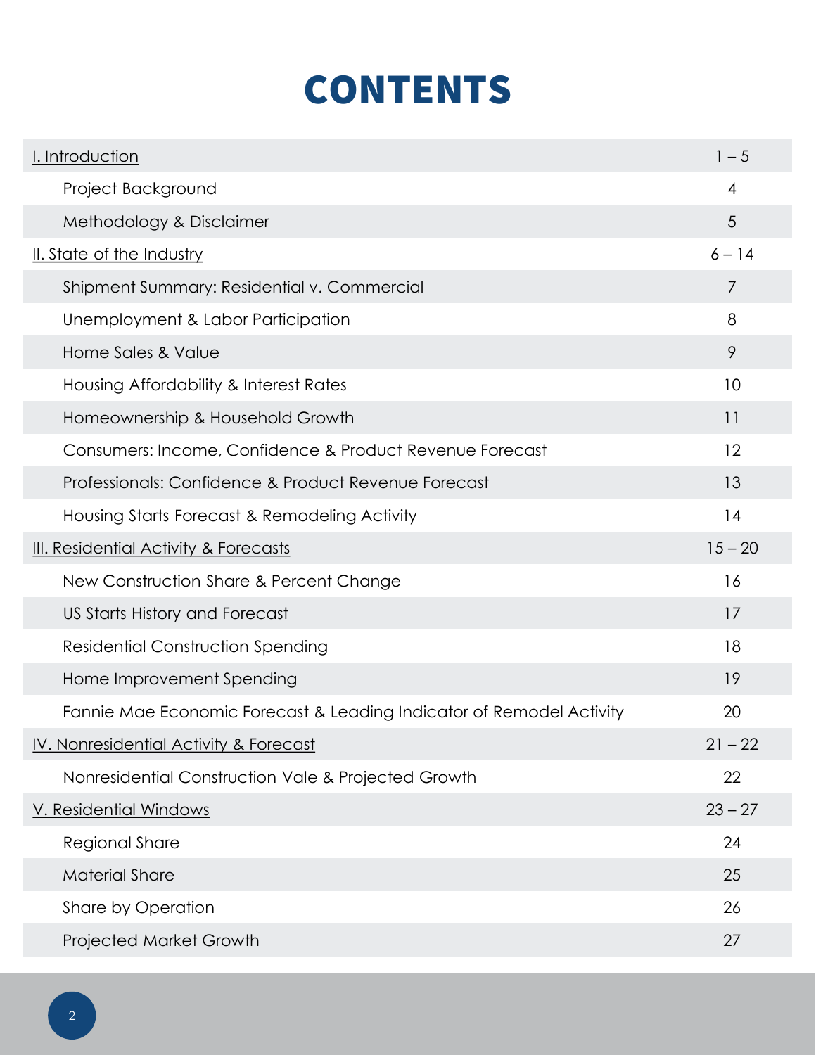# CONTENTS

| | |
|---|---|
| I. Introduction | 1 – 5 |
| Project Background | 4 |
| Methodology & Disclaimer | 5 |
| II. State of the Industry | 6 – 14 |
| Shipment Summary: Residential v. Commercial | 7 |
| Unemployment & Labor Participation | 8 |
| Home Sales & Value | 9 |
| Housing Affordability & Interest Rates | 10 |
| Homeownership & Household Growth | 11 |
| Consumers: Income, Confidence & Product Revenue Forecast | 12 |
| Professionals: Confidence & Product Revenue Forecast | 13 |
| Housing Starts Forecast & Remodeling Activity | 14 |
| III. Residential Activity & Forecasts | 15 – 20 |
| New Construction Share & Percent Change | 16 |
| US Starts History and Forecast | 17 |
| Residential Construction Spending | 18 |
| Home Improvement Spending | 19 |
| Fannie Mae Economic Forecast & Leading Indicator of Remodel Activity | 20 |
| IV. Nonresidential Activity & Forecast | 21 – 22 |
| Nonresidential Construction Vale & Projected Growth | 22 |
| V. Residential Windows | 23 – 27 |
| Regional Share | 24 |
| Material Share | 25 |
| Share by Operation | 26 |
| Projected Market Growth | 27 |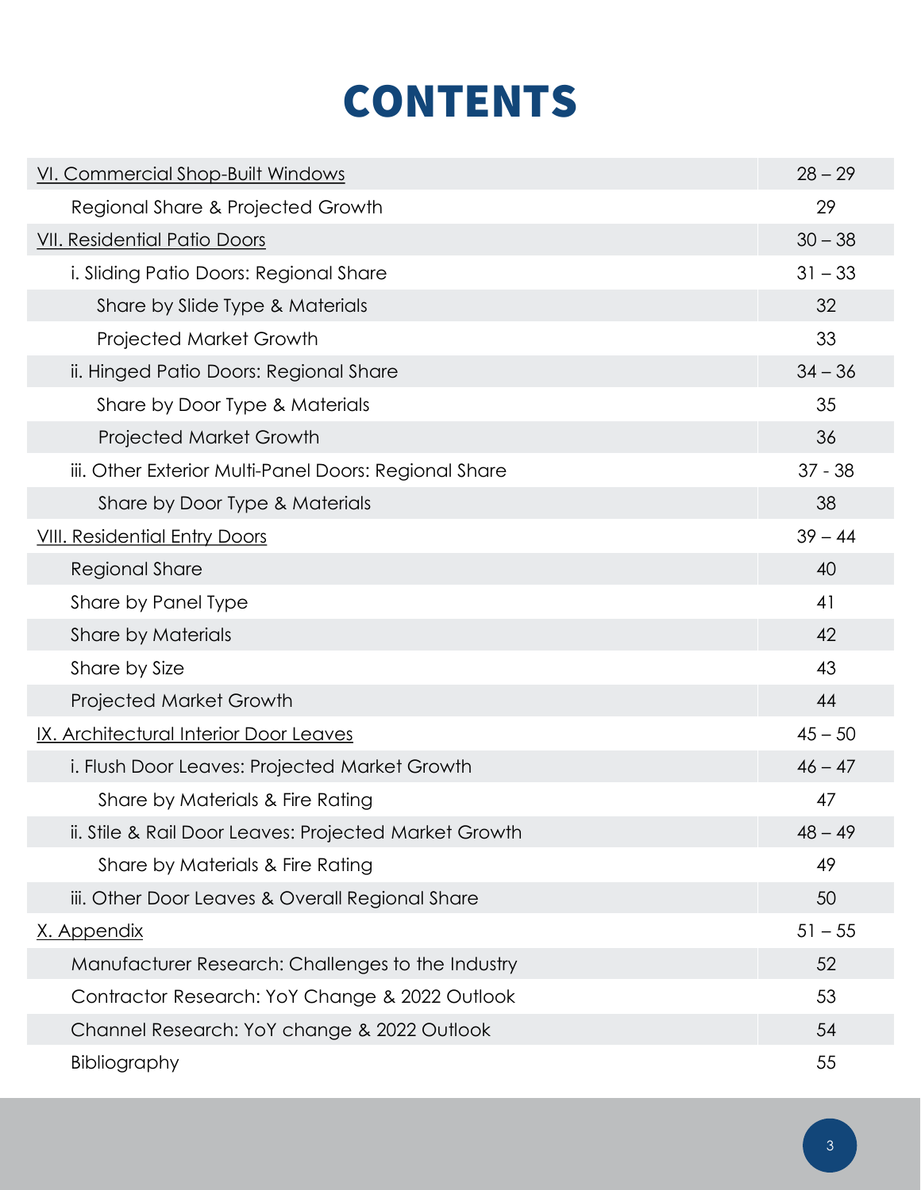# CONTENTS

| | |
|---|---|
| VI. Commercial Shop-Built Windows | 28 – 29 |
| Regional Share & Projected Growth | 29 |
| VII. Residential Patio Doors | 30 – 38 |
| i. Sliding Patio Doors: Regional Share | 31 – 33 |
| Share by Slide Type & Materials | 32 |
| Projected Market Growth | 33 |
| ii. Hinged Patio Doors: Regional Share | 34 – 36 |
| Share by Door Type & Materials | 35 |
| Projected Market Growth | 36 |
| iii. Other Exterior Multi-Panel Doors: Regional Share | 37 - 38 |
| Share by Door Type & Materials | 38 |
| VIII. Residential Entry Doors | 39 – 44 |
| Regional Share | 40 |
| Share by Panel Type | 41 |
| Share by Materials | 42 |
| Share by Size | 43 |
| Projected Market Growth | 44 |
| IX. Architectural Interior Door Leaves | 45 – 50 |
| i. Flush Door Leaves: Projected Market Growth | 46 – 47 |
| Share by Materials & Fire Rating | 47 |
| ii. Stile & Rail Door Leaves: Projected Market Growth | 48 – 49 |
| Share by Materials & Fire Rating | 49 |
| iii. Other Door Leaves & Overall Regional Share | 50 |
| X. Appendix | 51 – 55 |
| Manufacturer Research: Challenges to the Industry | 52 |
| Contractor Research: YoY Change & 2022 Outlook | 53 |
| Channel Research: YoY change & 2022 Outlook | 54 |
| Bibliography | 55 |